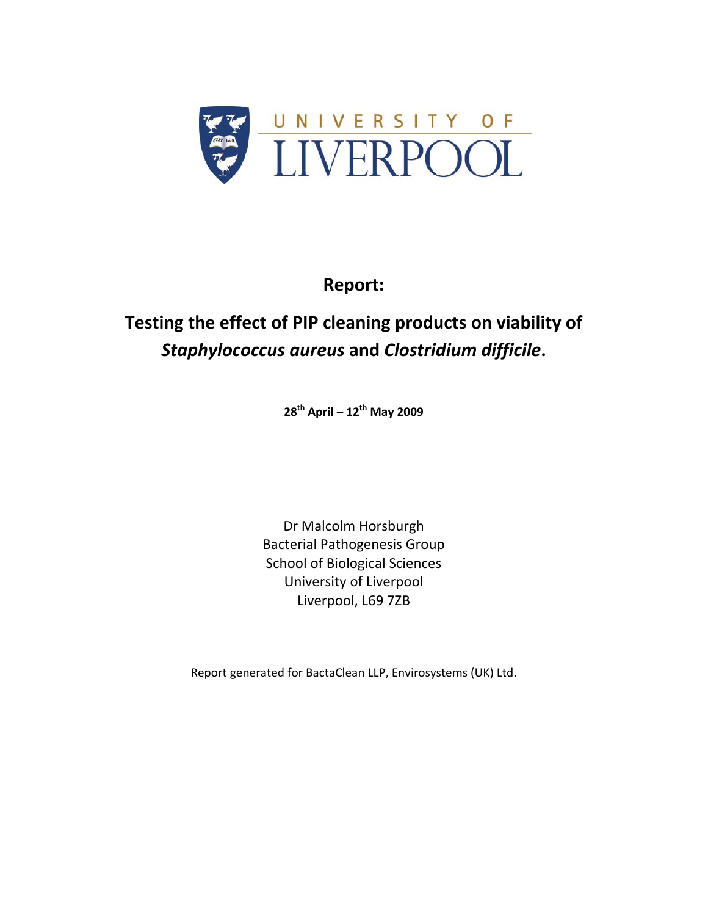UNIVERSITY OF LIVERPOOL

# Report:

## Testing the effect of PIP cleaning products on viability of *Staphylococcus aureus* and *Clostridium difficile*.

**28th April – 12th May 2009**

Dr Malcolm Horsburgh
Bacterial Pathogenesis Group
School of Biological Sciences
University of Liverpool
Liverpool, L69 7ZB

Report generated for BactaClean LLP, Envirosystems (UK) Ltd.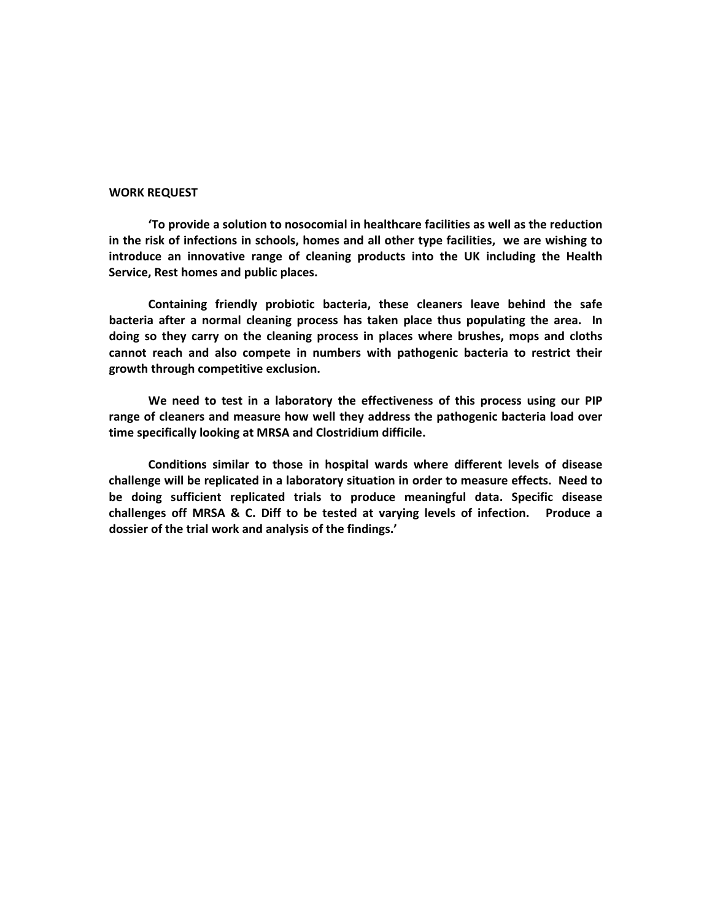**WORK REQUEST**

**'To provide a solution to nosocomial in healthcare facilities as well as the reduction in the risk of infections in schools, homes and all other type facilities, we are wishing to introduce an innovative range of cleaning products into the UK including the Health Service, Rest homes and public places.**

**Containing friendly probiotic bacteria, these cleaners leave behind the safe bacteria after a normal cleaning process has taken place thus populating the area. In doing so they carry on the cleaning process in places where brushes, mops and cloths cannot reach and also compete in numbers with pathogenic bacteria to restrict their growth through competitive exclusion.**

**We need to test in a laboratory the effectiveness of this process using our PIP range of cleaners and measure how well they address the pathogenic bacteria load over time specifically looking at MRSA and Clostridium difficile.**

**Conditions similar to those in hospital wards where different levels of disease challenge will be replicated in a laboratory situation in order to measure effects. Need to be doing sufficient replicated trials to produce meaningful data. Specific disease challenges off MRSA & C. Diff to be tested at varying levels of infection. Produce a dossier of the trial work and analysis of the findings.'**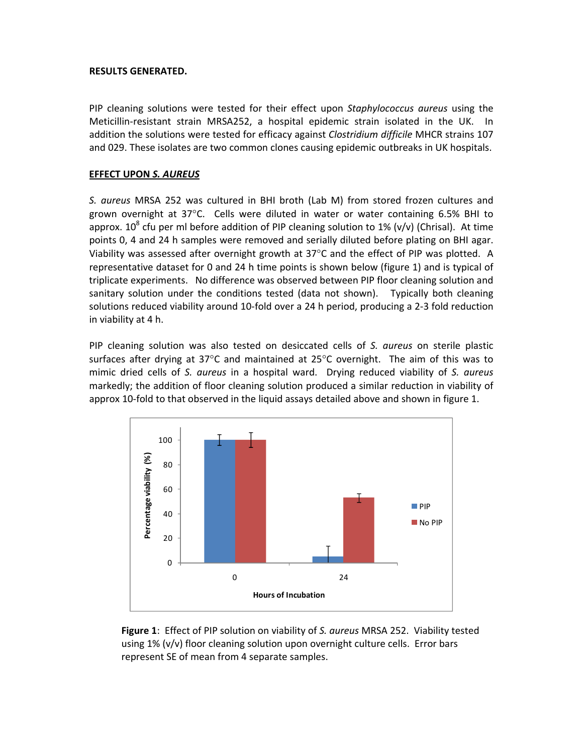**RESULTS GENERATED.**

PIP cleaning solutions were tested for their effect upon *Staphylococcus aureus* using the Meticillin-resistant strain MRSA252, a hospital epidemic strain isolated in the UK. In addition the solutions were tested for efficacy against *Clostridium difficile* MHCR strains 107 and 029. These isolates are two common clones causing epidemic outbreaks in UK hospitals.

**EFFECT UPON *S. AUREUS***

*S. aureus* MRSA 252 was cultured in BHI broth (Lab M) from stored frozen cultures and grown overnight at 37°C. Cells were diluted in water or water containing 6.5% BHI to approx. $10^8$ cfu per ml before addition of PIP cleaning solution to 1% (v/v) (Chrisal). At time points 0, 4 and 24 h samples were removed and serially diluted before plating on BHI agar. Viability was assessed after overnight growth at 37°C and the effect of PIP was plotted. A representative dataset for 0 and 24 h time points is shown below (figure 1) and is typical of triplicate experiments. No difference was observed between PIP floor cleaning solution and sanitary solution under the conditions tested (data not shown). Typically both cleaning solutions reduced viability around 10-fold over a 24 h period, producing a 2-3 fold reduction in viability at 4 h.

PIP cleaning solution was also tested on desiccated cells of *S. aureus* on sterile plastic surfaces after drying at 37°C and maintained at 25°C overnight. The aim of this was to mimic dried cells of *S. aureus* in a hospital ward. Drying reduced viability of *S. aureus* markedly; the addition of floor cleaning solution produced a similar reduction in viability of approx 10-fold to that observed in the liquid assays detailed above and shown in figure 1.

**Figure 1**: Effect of PIP solution on viability of *S. aureus* MRSA 252. Viability tested using 1% (v/v) floor cleaning solution upon overnight culture cells. Error bars represent SE of mean from 4 separate samples.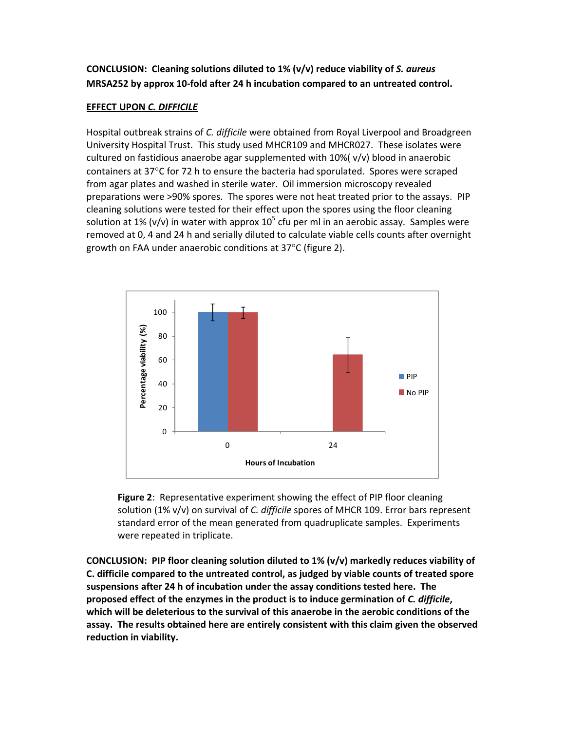**CONCLUSION: Cleaning solutions diluted to 1% (v/v) reduce viability of *S. aureus* MRSA252 by approx 10-fold after 24 h incubation compared to an untreated control.**

## EFFECT UPON *C. DIFFICILE*

Hospital outbreak strains of *C. difficile* were obtained from Royal Liverpool and Broadgreen University Hospital Trust. This study used MHCR109 and MHCR027. These isolates were cultured on fastidious anaerobe agar supplemented with 10%( v/v) blood in anaerobic containers at 37°C for 72 h to ensure the bacteria had sporulated. Spores were scraped from agar plates and washed in sterile water. Oil immersion microscopy revealed preparations were >90% spores. The spores were not heat treated prior to the assays. PIP cleaning solutions were tested for their effect upon the spores using the floor cleaning solution at 1% (v/v) in water with approx $10^5$ cfu per ml in an aerobic assay. Samples were removed at 0, 4 and 24 h and serially diluted to calculate viable cells counts after overnight growth on FAA under anaerobic conditions at 37°C (figure 2).

Percentage viability (%)

100
80
60
40
20
0

0
24

Hours of Incubation

PIP
No PIP

**Figure 2**: Representative experiment showing the effect of PIP floor cleaning solution (1% v/v) on survival of *C. difficile* spores of MHCR 109. Error bars represent standard error of the mean generated from quadruplicate samples. Experiments were repeated in triplicate.

**CONCLUSION: PIP floor cleaning solution diluted to 1% (v/v) markedly reduces viability of C. difficile compared to the untreated control, as judged by viable counts of treated spore suspensions after 24 h of incubation under the assay conditions tested here. The proposed effect of the enzymes in the product is to induce germination of *C. difficile*, which will be deleterious to the survival of this anaerobe in the aerobic conditions of the assay. The results obtained here are entirely consistent with this claim given the observed reduction in viability.**